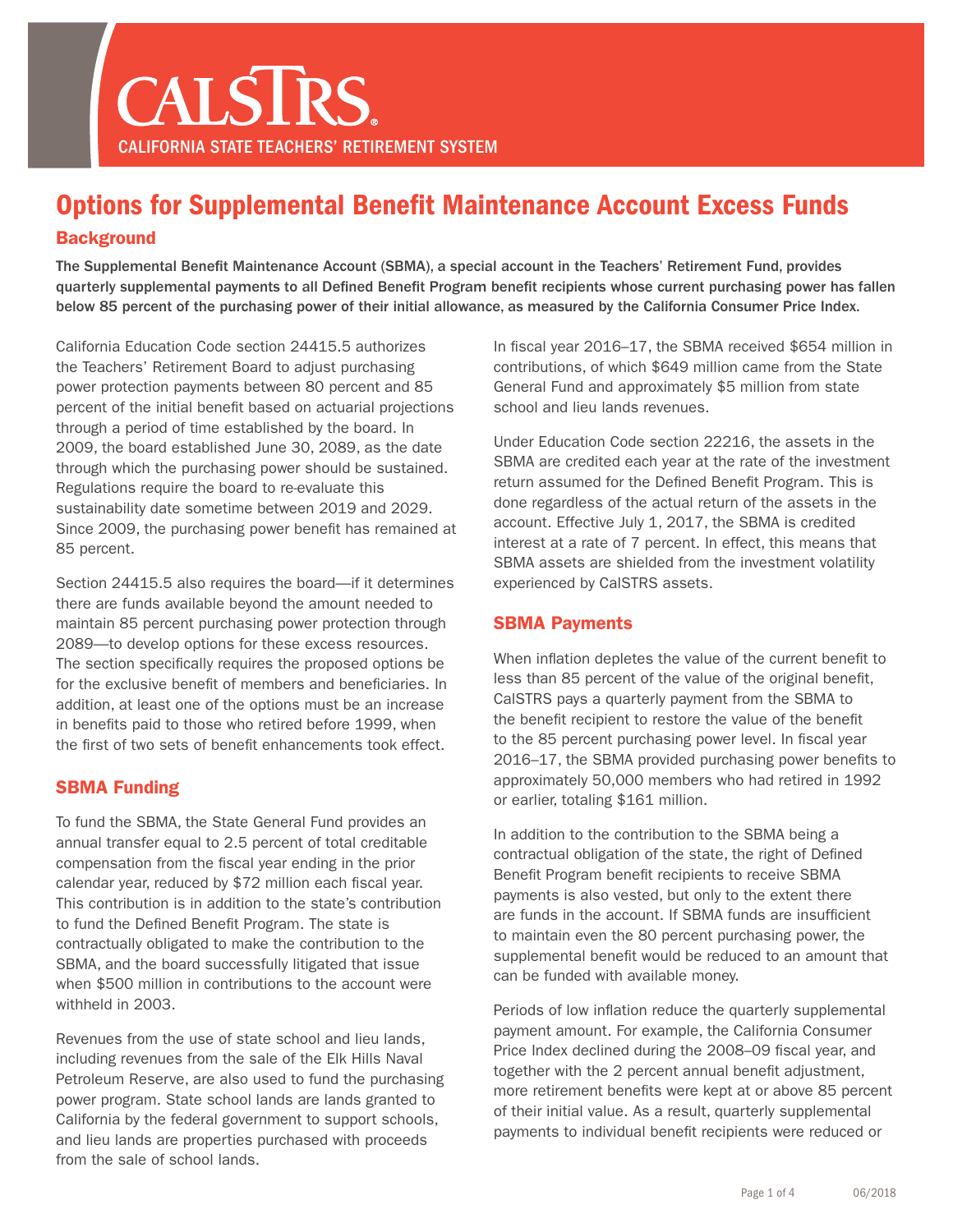# CALSTRS

CALIFORNIA STATE TEACHERS' RETIREMENT SYSTEM

## Options for Supplemental Benefit Maintenance Account Excess Funds

### Background

**The Supplemental Benefit Maintenance Account (SBMA), a special account in the Teachers' Retirement Fund, provides quarterly supplemental payments to all Defined Benefit Program benefit recipients whose current purchasing power has fallen below 85 percent of the purchasing power of their initial allowance, as measured by the California Consumer Price Index.**

California Education Code section 24415.5 authorizes the Teachers' Retirement Board to adjust purchasing power protection payments between 80 percent and 85 percent of the initial benefit based on actuarial projections through a period of time established by the board. In 2009, the board established June 30, 2089, as the date through which the purchasing power should be sustained. Regulations require the board to re-evaluate this sustainability date sometime between 2019 and 2029. Since 2009, the purchasing power benefit has remained at 85 percent.

Section 24415.5 also requires the board—if it determines there are funds available beyond the amount needed to maintain 85 percent purchasing power protection through 2089—to develop options for these excess resources. The section specifically requires the proposed options be for the exclusive benefit of members and beneficiaries. In addition, at least one of the options must be an increase in benefits paid to those who retired before 1999, when the first of two sets of benefit enhancements took effect.

### SBMA Funding

To fund the SBMA, the State General Fund provides an annual transfer equal to 2.5 percent of total creditable compensation from the fiscal year ending in the prior calendar year, reduced by $72 million each fiscal year. This contribution is in addition to the state's contribution to fund the Defined Benefit Program. The state is contractually obligated to make the contribution to the SBMA, and the board successfully litigated that issue when $500 million in contributions to the account were withheld in 2003.

Revenues from the use of state school and lieu lands, including revenues from the sale of the Elk Hills Naval Petroleum Reserve, are also used to fund the purchasing power program. State school lands are lands granted to California by the federal government to support schools, and lieu lands are properties purchased with proceeds from the sale of school lands.

In fiscal year 2016–17, the SBMA received $654 million in contributions, of which $649 million came from the State General Fund and approximately $5 million from state school and lieu lands revenues.

Under Education Code section 22216, the assets in the SBMA are credited each year at the rate of the investment return assumed for the Defined Benefit Program. This is done regardless of the actual return of the assets in the account. Effective July 1, 2017, the SBMA is credited interest at a rate of 7 percent. In effect, this means that SBMA assets are shielded from the investment volatility experienced by CalSTRS assets.

### SBMA Payments

When inflation depletes the value of the current benefit to less than 85 percent of the value of the original benefit, CalSTRS pays a quarterly payment from the SBMA to the benefit recipient to restore the value of the benefit to the 85 percent purchasing power level. In fiscal year 2016–17, the SBMA provided purchasing power benefits to approximately 50,000 members who had retired in 1992 or earlier, totaling $161 million.

In addition to the contribution to the SBMA being a contractual obligation of the state, the right of Defined Benefit Program benefit recipients to receive SBMA payments is also vested, but only to the extent there are funds in the account. If SBMA funds are insufficient to maintain even the 80 percent purchasing power, the supplemental benefit would be reduced to an amount that can be funded with available money.

Periods of low inflation reduce the quarterly supplemental payment amount. For example, the California Consumer Price Index declined during the 2008–09 fiscal year, and together with the 2 percent annual benefit adjustment, more retirement benefits were kept at or above 85 percent of their initial value. As a result, quarterly supplemental payments to individual benefit recipients were reduced or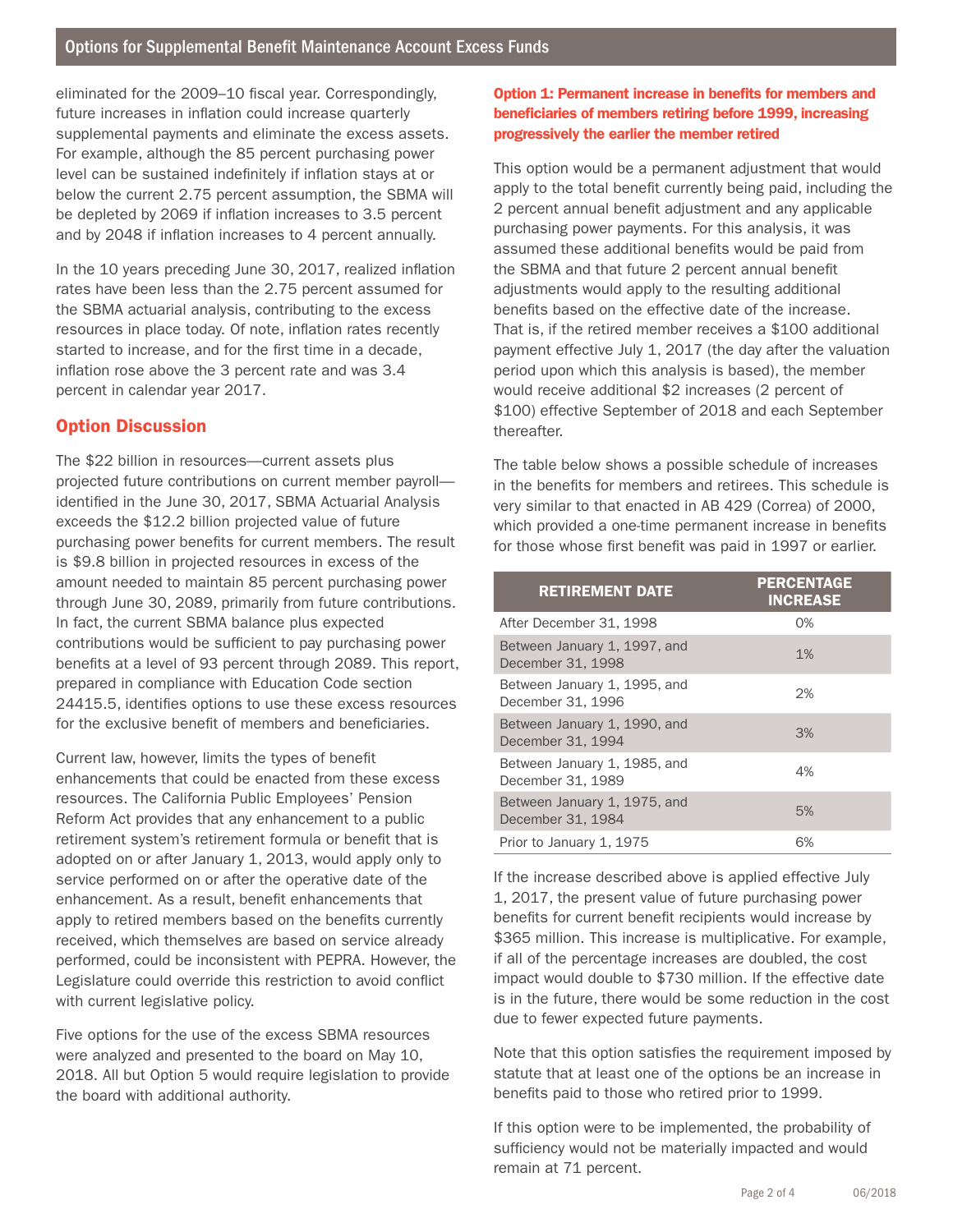eliminated for the 2009–10 fiscal year. Correspondingly, future increases in inflation could increase quarterly supplemental payments and eliminate the excess assets. For example, although the 85 percent purchasing power level can be sustained indefinitely if inflation stays at or below the current 2.75 percent assumption, the SBMA will be depleted by 2069 if inflation increases to 3.5 percent and by 2048 if inflation increases to 4 percent annually.

In the 10 years preceding June 30, 2017, realized inflation rates have been less than the 2.75 percent assumed for the SBMA actuarial analysis, contributing to the excess resources in place today. Of note, inflation rates recently started to increase, and for the first time in a decade, inflation rose above the 3 percent rate and was 3.4 percent in calendar year 2017.

## Option Discussion

The $22 billion in resources—current assets plus projected future contributions on current member payroll—identified in the June 30, 2017, SBMA Actuarial Analysis exceeds the $12.2 billion projected value of future purchasing power benefits for current members. The result is $9.8 billion in projected resources in excess of the amount needed to maintain 85 percent purchasing power through June 30, 2089, primarily from future contributions. In fact, the current SBMA balance plus expected contributions would be sufficient to pay purchasing power benefits at a level of 93 percent through 2089. This report, prepared in compliance with Education Code section 24415.5, identifies options to use these excess resources for the exclusive benefit of members and beneficiaries.

Current law, however, limits the types of benefit enhancements that could be enacted from these excess resources. The California Public Employees' Pension Reform Act provides that any enhancement to a public retirement system's retirement formula or benefit that is adopted on or after January 1, 2013, would apply only to service performed on or after the operative date of the enhancement. As a result, benefit enhancements that apply to retired members based on the benefits currently received, which themselves are based on service already performed, could be inconsistent with PEPRA. However, the Legislature could override this restriction to avoid conflict with current legislative policy.

Five options for the use of the excess SBMA resources were analyzed and presented to the board on May 10, 2018. All but Option 5 would require legislation to provide the board with additional authority.

### Option 1: Permanent increase in benefits for members and beneficiaries of members retiring before 1999, increasing progressively the earlier the member retired

This option would be a permanent adjustment that would apply to the total benefit currently being paid, including the 2 percent annual benefit adjustment and any applicable purchasing power payments. For this analysis, it was assumed these additional benefits would be paid from the SBMA and that future 2 percent annual benefit adjustments would apply to the resulting additional benefits based on the effective date of the increase. That is, if the retired member receives a $100 additional payment effective July 1, 2017 (the day after the valuation period upon which this analysis is based), the member would receive additional $2 increases (2 percent of $100) effective September of 2018 and each September thereafter.

The table below shows a possible schedule of increases in the benefits for members and retirees. This schedule is very similar to that enacted in AB 429 (Correa) of 2000, which provided a one-time permanent increase in benefits for those whose first benefit was paid in 1997 or earlier.

| RETIREMENT DATE | PERCENTAGE INCREASE |
|---|---|
| After December 31, 1998 | 0% |
| Between January 1, 1997, and December 31, 1998 | 1% |
| Between January 1, 1995, and December 31, 1996 | 2% |
| Between January 1, 1990, and December 31, 1994 | 3% |
| Between January 1, 1985, and December 31, 1989 | 4% |
| Between January 1, 1975, and December 31, 1984 | 5% |
| Prior to January 1, 1975 | 6% |

If the increase described above is applied effective July 1, 2017, the present value of future purchasing power benefits for current benefit recipients would increase by $365 million. This increase is multiplicative. For example, if all of the percentage increases are doubled, the cost impact would double to $730 million. If the effective date is in the future, there would be some reduction in the cost due to fewer expected future payments.

Note that this option satisfies the requirement imposed by statute that at least one of the options be an increase in benefits paid to those who retired prior to 1999.

If this option were to be implemented, the probability of sufficiency would not be materially impacted and would remain at 71 percent.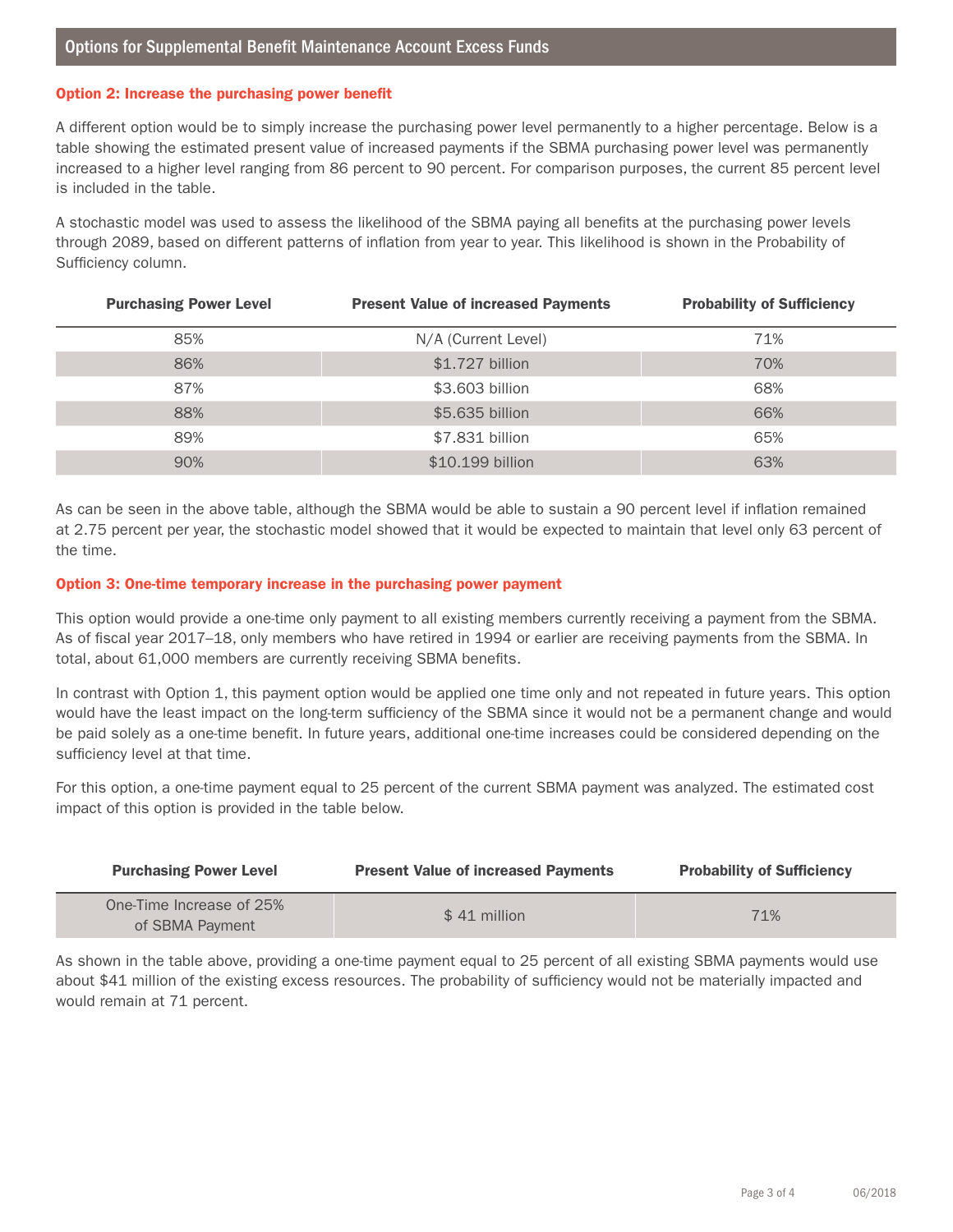## Options for Supplemental Benefit Maintenance Account Excess Funds

### Option 2: Increase the purchasing power benefit

A different option would be to simply increase the purchasing power level permanently to a higher percentage. Below is a table showing the estimated present value of increased payments if the SBMA purchasing power level was permanently increased to a higher level ranging from 86 percent to 90 percent. For comparison purposes, the current 85 percent level is included in the table.

A stochastic model was used to assess the likelihood of the SBMA paying all benefits at the purchasing power levels through 2089, based on different patterns of inflation from year to year. This likelihood is shown in the Probability of Sufficiency column.

| Purchasing Power Level | Present Value of increased Payments | Probability of Sufficiency |
|---|---|---|
| 85% | N/A (Current Level) | 71% |
| 86% | $1.727 billion | 70% |
| 87% | $3.603 billion | 68% |
| 88% | $5.635 billion | 66% |
| 89% | $7.831 billion | 65% |
| 90% | $10.199 billion | 63% |

As can be seen in the above table, although the SBMA would be able to sustain a 90 percent level if inflation remained at 2.75 percent per year, the stochastic model showed that it would be expected to maintain that level only 63 percent of the time.

### Option 3: One-time temporary increase in the purchasing power payment

This option would provide a one-time only payment to all existing members currently receiving a payment from the SBMA. As of fiscal year 2017–18, only members who have retired in 1994 or earlier are receiving payments from the SBMA. In total, about 61,000 members are currently receiving SBMA benefits.

In contrast with Option 1, this payment option would be applied one time only and not repeated in future years. This option would have the least impact on the long-term sufficiency of the SBMA since it would not be a permanent change and would be paid solely as a one-time benefit. In future years, additional one-time increases could be considered depending on the sufficiency level at that time.

For this option, a one-time payment equal to 25 percent of the current SBMA payment was analyzed. The estimated cost impact of this option is provided in the table below.

| Purchasing Power Level | Present Value of increased Payments | Probability of Sufficiency |
|---|---|---|
| One-Time Increase of 25% of SBMA Payment | $ 41 million | 71% |

As shown in the table above, providing a one-time payment equal to 25 percent of all existing SBMA payments would use about $41 million of the existing excess resources. The probability of sufficiency would not be materially impacted and would remain at 71 percent.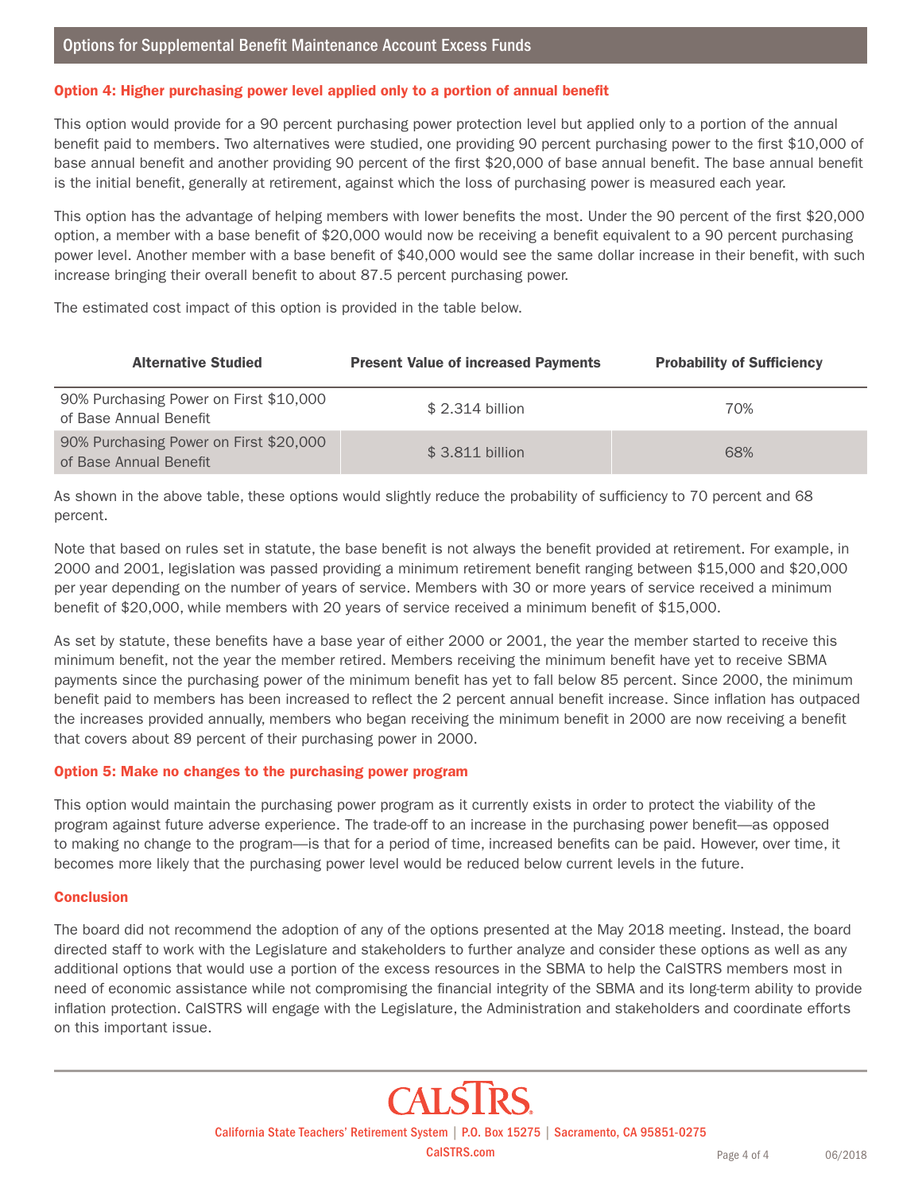## Option 4: Higher purchasing power level applied only to a portion of annual benefit

This option would provide for a 90 percent purchasing power protection level but applied only to a portion of the annual benefit paid to members. Two alternatives were studied, one providing 90 percent purchasing power to the first $10,000 of base annual benefit and another providing 90 percent of the first $20,000 of base annual benefit. The base annual benefit is the initial benefit, generally at retirement, against which the loss of purchasing power is measured each year.

This option has the advantage of helping members with lower benefits the most. Under the 90 percent of the first $20,000 option, a member with a base benefit of $20,000 would now be receiving a benefit equivalent to a 90 percent purchasing power level. Another member with a base benefit of $40,000 would see the same dollar increase in their benefit, with such increase bringing their overall benefit to about 87.5 percent purchasing power.

The estimated cost impact of this option is provided in the table below.

| Alternative Studied | Present Value of increased Payments | Probability of Sufficiency |
|---|---|---|
| 90% Purchasing Power on First $10,000 of Base Annual Benefit | $ 2.314 billion | 70% |
| 90% Purchasing Power on First $20,000 of Base Annual Benefit | $ 3.811 billion | 68% |

As shown in the above table, these options would slightly reduce the probability of sufficiency to 70 percent and 68 percent.

Note that based on rules set in statute, the base benefit is not always the benefit provided at retirement. For example, in 2000 and 2001, legislation was passed providing a minimum retirement benefit ranging between $15,000 and $20,000 per year depending on the number of years of service. Members with 30 or more years of service received a minimum benefit of $20,000, while members with 20 years of service received a minimum benefit of $15,000.

As set by statute, these benefits have a base year of either 2000 or 2001, the year the member started to receive this minimum benefit, not the year the member retired. Members receiving the minimum benefit have yet to receive SBMA payments since the purchasing power of the minimum benefit has yet to fall below 85 percent. Since 2000, the minimum benefit paid to members has been increased to reflect the 2 percent annual benefit increase. Since inflation has outpaced the increases provided annually, members who began receiving the minimum benefit in 2000 are now receiving a benefit that covers about 89 percent of their purchasing power in 2000.

## Option 5: Make no changes to the purchasing power program

This option would maintain the purchasing power program as it currently exists in order to protect the viability of the program against future adverse experience. The trade-off to an increase in the purchasing power benefit—as opposed to making no change to the program—is that for a period of time, increased benefits can be paid. However, over time, it becomes more likely that the purchasing power level would be reduced below current levels in the future.

## Conclusion

The board did not recommend the adoption of any of the options presented at the May 2018 meeting. Instead, the board directed staff to work with the Legislature and stakeholders to further analyze and consider these options as well as any additional options that would use a portion of the excess resources in the SBMA to help the CalSTRS members most in need of economic assistance while not compromising the financial integrity of the SBMA and its long-term ability to provide inflation protection. CalSTRS will engage with the Legislature, the Administration and stakeholders and coordinate efforts on this important issue.

CALSTRS

California State Teachers' Retirement System | P.O. Box 15275 | Sacramento, CA 95851-0275

CalSTRS.com

06/2018